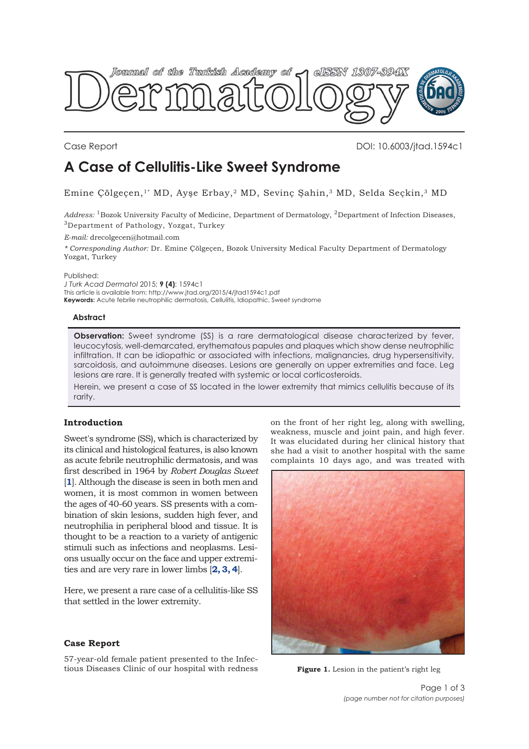Case Report

DOI: 10.6003/jtad.1594c1

# A Case of Cellulitis-Like Sweet Syndrome

Emine Çölgeçen,[1*] MD, Ayşe Erbay,[2] MD, Sevinç Şahin,[3] MD, Selda Seçkin,[3] MD

*Address:* [1]Bozok University Faculty of Medicine, Department of Dermatology, [2]Department of Infection Diseases, [3]Department of Pathology, Yozgat, Turkey

*E-mail:* drecolgecen@hotmail.com

*\* Corresponding Author:* Dr. Emine Çölgeçen, Bozok University Medical Faculty Department of Dermatology Yozgat, Turkey

Published:
*J Turk Acad Dermatol* 2015; **9 (4)**: 1594c1
This article is available from: http://www.jtad.org/2015/4/jtad1594c1.pdf
**Keywords:** Acute febrile neutrophilic dermatosis, Cellulitis, Idiopathic, Sweet syndrome

## Abstract

**Observation:** Sweet syndrome (SS) is a rare dermatological disease characterized by fever, leucocytosis, well-demarcated, erythematous papules and plaques which show dense neutrophilic infiltration. It can be idiopathic or associated with infections, malignancies, drug hypersensitivity, sarcoidosis, and autoimmune diseases. Lesions are generally on upper extremities and face. Leg lesions are rare. It is generally treated with systemic or local corticosteroids.

Herein, we present a case of SS located in the lower extremity that mimics cellulitis because of its rarity.

## Introduction

Sweet's syndrome (SS), which is characterized by its clinical and histological features, is also known as acute febrile neutrophilic dermatosis, and was first described in 1964 by *Robert Douglas Sweet* [**1**]. Although the disease is seen in both men and women, it is most common in women between the ages of 40-60 years. SS presents with a combination of skin lesions, sudden high fever, and neutrophilia in peripheral blood and tissue. It is thought to be a reaction to a variety of antigenic stimuli such as infections and neoplasms. Lesions usually occur on the face and upper extremities and are very rare in lower limbs [**2, 3, 4**].

Here, we present a rare case of a cellulitis-like SS that settled in the lower extremity.

## Case Report

57-year-old female patient presented to the Infectious Diseases Clinic of our hospital with redness on the front of her right leg, along with swelling, weakness, muscle and joint pain, and high fever. It was elucidated during her clinical history that she had a visit to another hospital with the same complaints 10 days ago, and was treated with

**Figure 1.** Lesion in the patient's right leg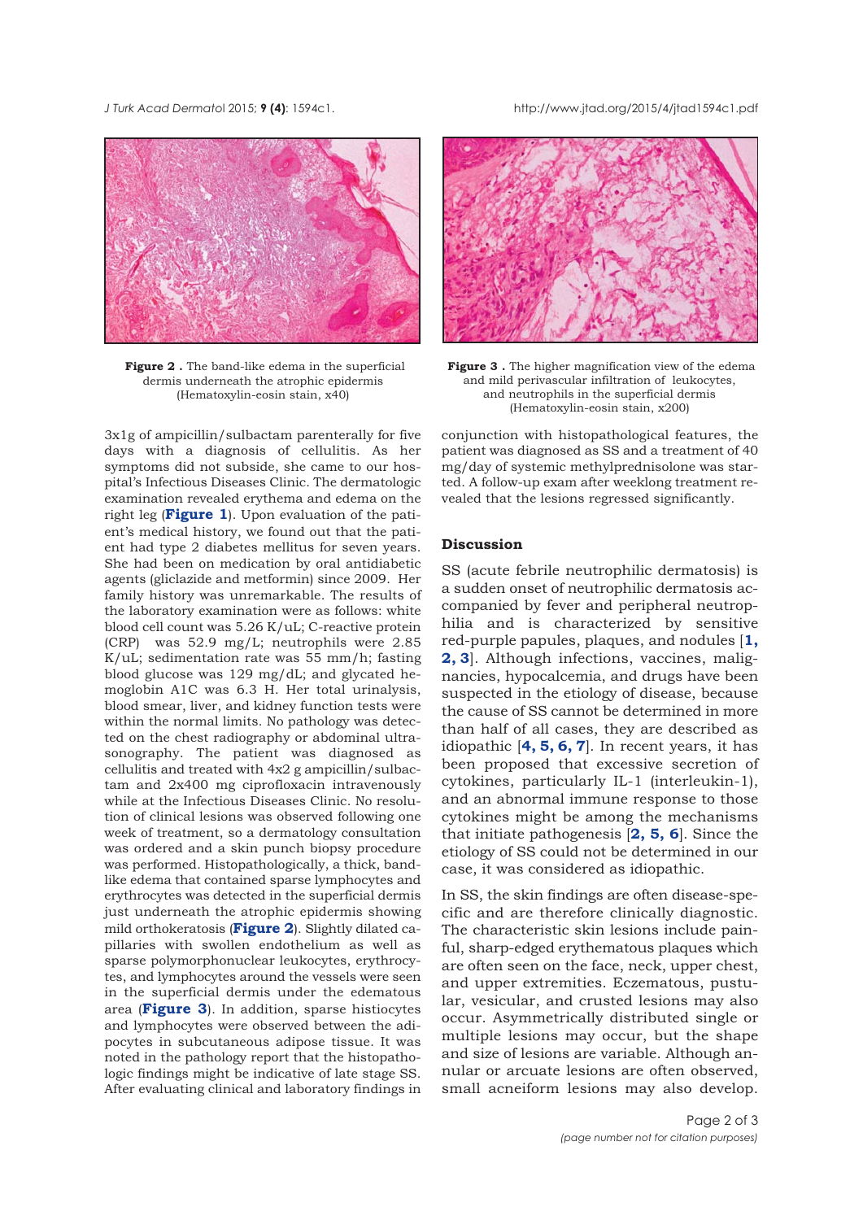Figure 2 . The band-like edema in the superficial dermis underneath the atrophic epidermis (Hematoxylin-eosin stain, x40)

Figure 3 . The higher magnification view of the edema and mild perivascular infiltration of leukocytes, and neutrophils in the superficial dermis (Hematoxylin-eosin stain, x200)

3x1g of ampicillin/sulbactam parenterally for five days with a diagnosis of cellulitis. As her symptoms did not subside, she came to our hospital's Infectious Diseases Clinic. The dermatologic examination revealed erythema and edema on the right leg (**Figure 1**). Upon evaluation of the patient's medical history, we found out that the patient had type 2 diabetes mellitus for seven years. She had been on medication by oral antidiabetic agents (gliclazide and metformin) since 2009. Her family history was unremarkable. The results of the laboratory examination were as follows: white blood cell count was 5.26 K/uL; C-reactive protein (CRP) was 52.9 mg/L; neutrophils were 2.85 K/uL; sedimentation rate was 55 mm/h; fasting blood glucose was 129 mg/dL; and glycated hemoglobin A1C was 6.3 H. Her total urinalysis, blood smear, liver, and kidney function tests were within the normal limits. No pathology was detected on the chest radiography or abdominal ultrasonography. The patient was diagnosed as cellulitis and treated with 4x2 g ampicillin/sulbactam and 2x400 mg ciprofloxacin intravenously while at the Infectious Diseases Clinic. No resolution of clinical lesions was observed following one week of treatment, so a dermatology consultation was ordered and a skin punch biopsy procedure was performed. Histopathologically, a thick, band-like edema that contained sparse lymphocytes and erythrocytes was detected in the superficial dermis just underneath the atrophic epidermis showing mild orthokeratosis (**Figure 2**). Slightly dilated capillaries with swollen endothelium as well as sparse polymorphonuclear leukocytes, erythrocytes, and lymphocytes around the vessels were seen in the superficial dermis under the edematous area (**Figure 3**). In addition, sparse histiocytes and lymphocytes were observed between the adipocytes in subcutaneous adipose tissue. It was noted in the pathology report that the histopathologic findings might be indicative of late stage SS. After evaluating clinical and laboratory findings in conjunction with histopathological features, the patient was diagnosed as SS and a treatment of 40 mg/day of systemic methylprednisolone was started. A follow-up exam after weeklong treatment revealed that the lesions regressed significantly.

## Discussion

SS (acute febrile neutrophilic dermatosis) is a sudden onset of neutrophilic dermatosis accompanied by fever and peripheral neutrophilia and is characterized by sensitive red-purple papules, plaques, and nodules [**1, 2, 3**]. Although infections, vaccines, malignancies, hypocalcemia, and drugs have been suspected in the etiology of disease, because the cause of SS cannot be determined in more than half of all cases, they are described as idiopathic [**4, 5, 6, 7**]. In recent years, it has been proposed that excessive secretion of cytokines, particularly IL-1 (interleukin-1), and an abnormal immune response to those cytokines might be among the mechanisms that initiate pathogenesis [**2, 5, 6**]. Since the etiology of SS could not be determined in our case, it was considered as idiopathic.

In SS, the skin findings are often disease-specific and are therefore clinically diagnostic. The characteristic skin lesions include painful, sharp-edged erythematous plaques which are often seen on the face, neck, upper chest, and upper extremities. Eczematous, pustular, vesicular, and crusted lesions may also occur. Asymmetrically distributed single or multiple lesions may occur, but the shape and size of lesions are variable. Although annular or arcuate lesions are often observed, small acneiform lesions may also develop.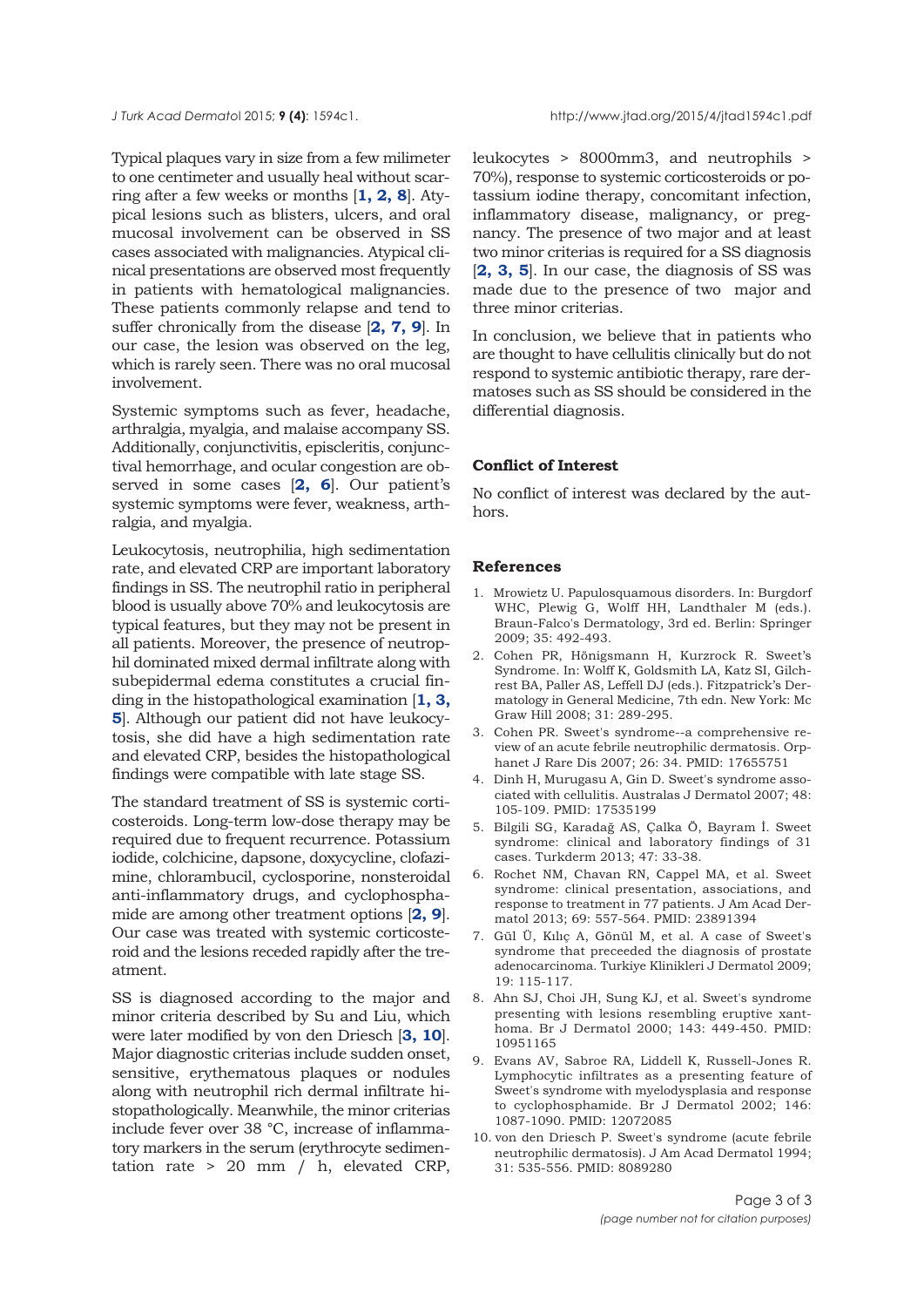Typical plaques vary in size from a few milimeter to one centimeter and usually heal without scarring after a few weeks or months [**1, 2, 8**]. Atypical lesions such as blisters, ulcers, and oral mucosal involvement can be observed in SS cases associated with malignancies. Atypical clinical presentations are observed most frequently in patients with hematological malignancies. These patients commonly relapse and tend to suffer chronically from the disease [**2, 7, 9**]. In our case, the lesion was observed on the leg, which is rarely seen. There was no oral mucosal involvement.

Systemic symptoms such as fever, headache, arthralgia, myalgia, and malaise accompany SS. Additionally, conjunctivitis, episcleritis, conjunctival hemorrhage, and ocular congestion are observed in some cases [**2, 6**]. Our patient's systemic symptoms were fever, weakness, arthralgia, and myalgia.

Leukocytosis, neutrophilia, high sedimentation rate, and elevated CRP are important laboratory findings in SS. The neutrophil ratio in peripheral blood is usually above 70% and leukocytosis are typical features, but they may not be present in all patients. Moreover, the presence of neutrophil dominated mixed dermal infiltrate along with subepidermal edema constitutes a crucial finding in the histopathological examination [**1, 3, 5**]. Although our patient did not have leukocytosis, she did have a high sedimentation rate and elevated CRP, besides the histopathological findings were compatible with late stage SS.

The standard treatment of SS is systemic corticosteroids. Long-term low-dose therapy may be required due to frequent recurrence. Potassium iodide, colchicine, dapsone, doxycycline, clofazimine, chlorambucil, cyclosporine, nonsteroidal anti-inflammatory drugs, and cyclophosphamide are among other treatment options [**2, 9**]. Our case was treated with systemic corticosteroid and the lesions receded rapidly after the treatment.

SS is diagnosed according to the major and minor criteria described by Su and Liu, which were later modified by von den Driesch [**3, 10**]. Major diagnostic criterias include sudden onset, sensitive, erythematous plaques or nodules along with neutrophil rich dermal infiltrate histopathologically. Meanwhile, the minor criterias include fever over 38 °C, increase of inflammatory markers in the serum (erythrocyte sedimentation rate > 20 mm / h, elevated CRP, leukocytes > 8000mm3, and neutrophils > 70%), response to systemic corticosteroids or potassium iodine therapy, concomitant infection, inflammatory disease, malignancy, or pregnancy. The presence of two major and at least two minor criterias is required for a SS diagnosis [**2, 3, 5**]. In our case, the diagnosis of SS was made due to the presence of two major and three minor criterias.

In conclusion, we believe that in patients who are thought to have cellulitis clinically but do not respond to systemic antibiotic therapy, rare dermatoses such as SS should be considered in the differential diagnosis.

## Conflict of Interest

No conflict of interest was declared by the authors.

## References

1. Mrowietz U. Papulosquamous disorders. In: Burgdorf WHC, Plewig G, Wolff HH, Landthaler M (eds.). Braun-Falco's Dermatology, 3rd ed. Berlin: Springer 2009; 35: 492-493.
2. Cohen PR, Hönigsmann H, Kurzrock R. Sweet's Syndrome. In: Wolff K, Goldsmith LA, Katz SI, Gilchrest BA, Paller AS, Leffell DJ (eds.). Fitzpatrick's Dermatology in General Medicine, 7th edn. New York: Mc Graw Hill 2008; 31: 289-295.
3. Cohen PR. Sweet's syndrome--a comprehensive review of an acute febrile neutrophilic dermatosis. Orphanet J Rare Dis 2007; 26: 34. PMID: 17655751
4. Dinh H, Murugasu A, Gin D. Sweet's syndrome associated with cellulitis. Australas J Dermatol 2007; 48: 105-109. PMID: 17535199
5. Bilgili SG, Karadağ AS, Çalka Ö, Bayram İ. Sweet syndrome: clinical and laboratory findings of 31 cases. Turkderm 2013; 47: 33-38.
6. Rochet NM, Chavan RN, Cappel MA, et al. Sweet syndrome: clinical presentation, associations, and response to treatment in 77 patients. J Am Acad Dermatol 2013; 69: 557-564. PMID: 23891394
7. Gül Ü, Kılıç A, Gönül M, et al. A case of Sweet's syndrome that preceeded the diagnosis of prostate adenocarcinoma. Turkiye Klinikleri J Dermatol 2009; 19: 115-117.
8. Ahn SJ, Choi JH, Sung KJ, et al. Sweet's syndrome presenting with lesions resembling eruptive xanthoma. Br J Dermatol 2000; 143: 449-450. PMID: 10951165
9. Evans AV, Sabroe RA, Liddell K, Russell-Jones R. Lymphocytic infiltrates as a presenting feature of Sweet's syndrome with myelodysplasia and response to cyclophosphamide. Br J Dermatol 2002; 146: 1087-1090. PMID: 12072085
10. von den Driesch P. Sweet's syndrome (acute febrile neutrophilic dermatosis). J Am Acad Dermatol 1994; 31: 535-556. PMID: 8089280